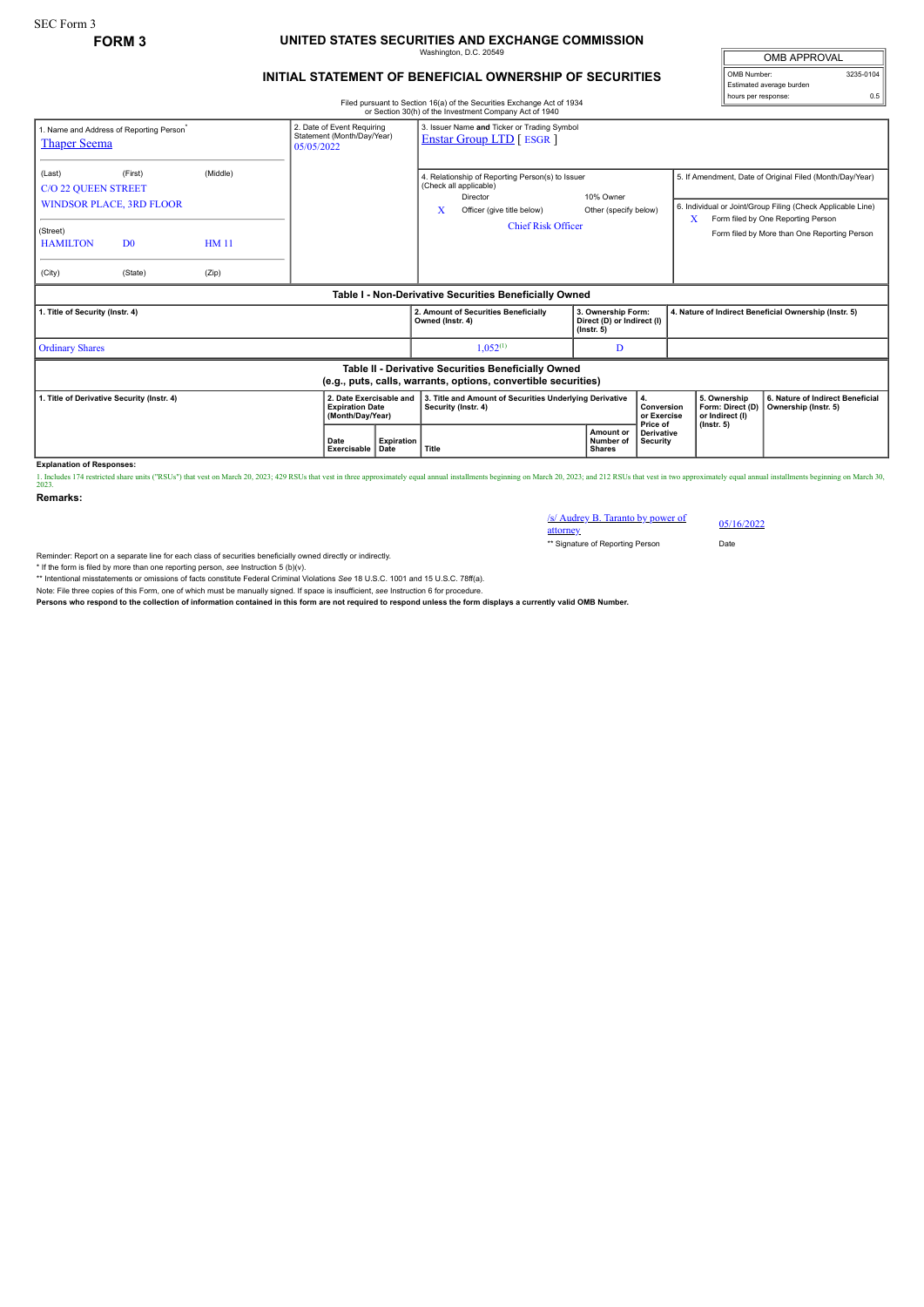SEC Form 3

**FORM 3**

# UNITED STATES SECURITIES AND EXCHANGE COMMISSION

Washington, D.C. 20549

## INITIAL STATEMENT OF BENEFICIAL OWNERSHIP OF SECURITIES

Filed pursuant to Section 16(a) of the Securities Exchange Act of 1934 or Section 30(h) of the Investment Company Act of 1940

| OMB APPROVAL | |
|---|---|
| OMB Number: | 3235-0104 |
| Estimated average burden hours per response: | 0.5 |

1. Name and Address of Reporting Person*
Thaper Seema

(Last) (First) (Middle)
C/O 22 QUEEN STREET
WINDSOR PLACE, 3RD FLOOR

(Street)
HAMILTON D0 HM 11

(City) (State) (Zip)

2. Date of Event Requiring Statement (Month/Day/Year)
05/05/2022

3. Issuer Name and Ticker or Trading Symbol
Enstar Group LTD [ ESGR ]

4. Relationship of Reporting Person(s) to Issuer (Check all applicable)
Director
10% Owner
X Officer (give title below)
Other (specify below)
Chief Risk Officer

5. If Amendment, Date of Original Filed (Month/Day/Year)

6. Individual or Joint/Group Filing (Check Applicable Line)
X Form filed by One Reporting Person
Form filed by More than One Reporting Person

### Table I - Non-Derivative Securities Beneficially Owned

| 1. Title of Security (Instr. 4) | 2. Amount of Securities Beneficially Owned (Instr. 4) | 3. Ownership Form: Direct (D) or Indirect (I) (Instr. 5) | 4. Nature of Indirect Beneficial Ownership (Instr. 5) |
|---|---|---|---|
| Ordinary Shares | 1,052[(1)] | D | |

### Table II - Derivative Securities Beneficially Owned (e.g., puts, calls, warrants, options, convertible securities)

| 1. Title of Derivative Security (Instr. 4) | 2. Date Exercisable and Expiration Date (Month/Day/Year) | | 3. Title and Amount of Securities Underlying Derivative Security (Instr. 4) | | 4. Conversion or Exercise Price of Derivative Security | 5. Ownership Form: Direct (D) or Indirect (I) (Instr. 5) | 6. Nature of Indirect Beneficial Ownership (Instr. 5) |
|---|---|---|---|---|---|---|---|
| | Date Exercisable | Expiration Date | Title | Amount or Number of Shares | | | |

**Explanation of Responses:**

1. Includes 174 restricted share units ("RSUs") that vest on March 20, 2023; 429 RSUs that vest in three approximately equal annual installments beginning on March 20, 2023; and 212 RSUs that vest in two approximately equal annual installments beginning on March 30, 2023.

**Remarks:**

/s/ Audrey B. Taranto by power of attorney — 05/16/2022

** Signature of Reporting Person — Date

Reminder: Report on a separate line for each class of securities beneficially owned directly or indirectly.

* If the form is filed by more than one reporting person, *see* Instruction 5 (b)(v).

** Intentional misstatements or omissions of facts constitute Federal Criminal Violations *See* 18 U.S.C. 1001 and 15 U.S.C. 78ff(a).

Note: File three copies of this Form, one of which must be manually signed. If space is insufficient, *see* Instruction 6 for procedure.

**Persons who respond to the collection of information contained in this form are not required to respond unless the form displays a currently valid OMB Number.**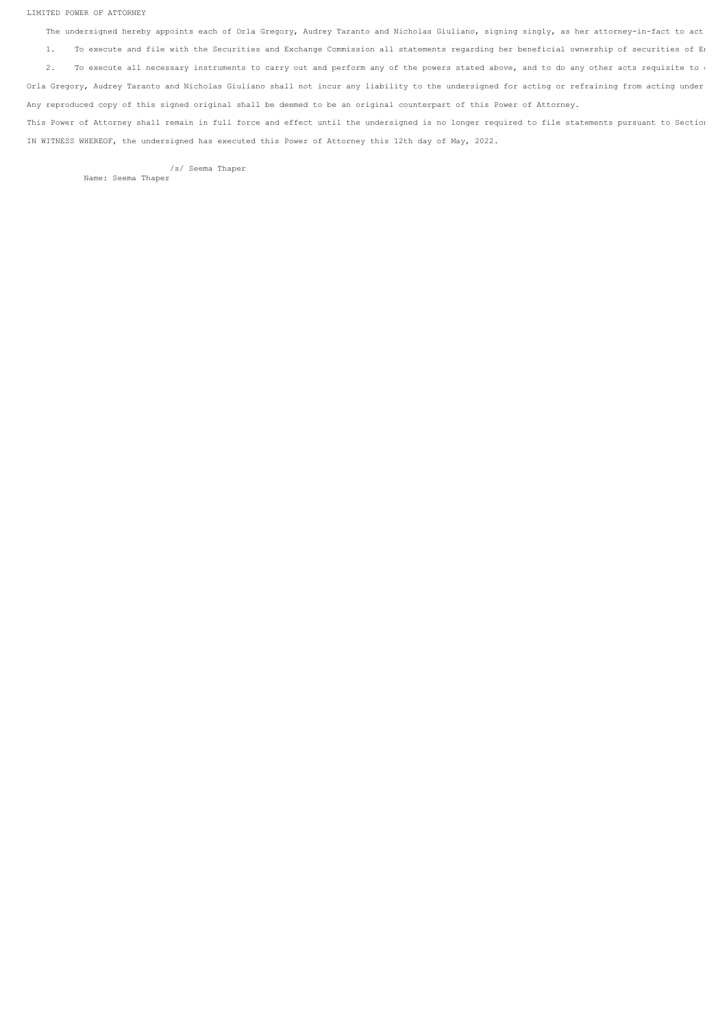LIMITED POWER OF ATTORNEY

The undersigned hereby appoints each of Orla Gregory, Audrey Taranto and Nicholas Giuliano, signing singly, as her attorney-in-fact to act

1. To execute and file with the Securities and Exchange Commission all statements regarding her beneficial ownership of securities of E

2. To execute all necessary instruments to carry out and perform any of the powers stated above, and to do any other acts requisite to

Orla Gregory, Audrey Taranto and Nicholas Giuliano shall not incur any liability to the undersigned for acting or refraining from acting under

Any reproduced copy of this signed original shall be deemed to be an original counterpart of this Power of Attorney.

This Power of Attorney shall remain in full force and effect until the undersigned is no longer required to file statements pursuant to Sectio

IN WITNESS WHEREOF, the undersigned has executed this Power of Attorney this 12th day of May, 2022.

/s/ Seema Thaper
Name: Seema Thaper